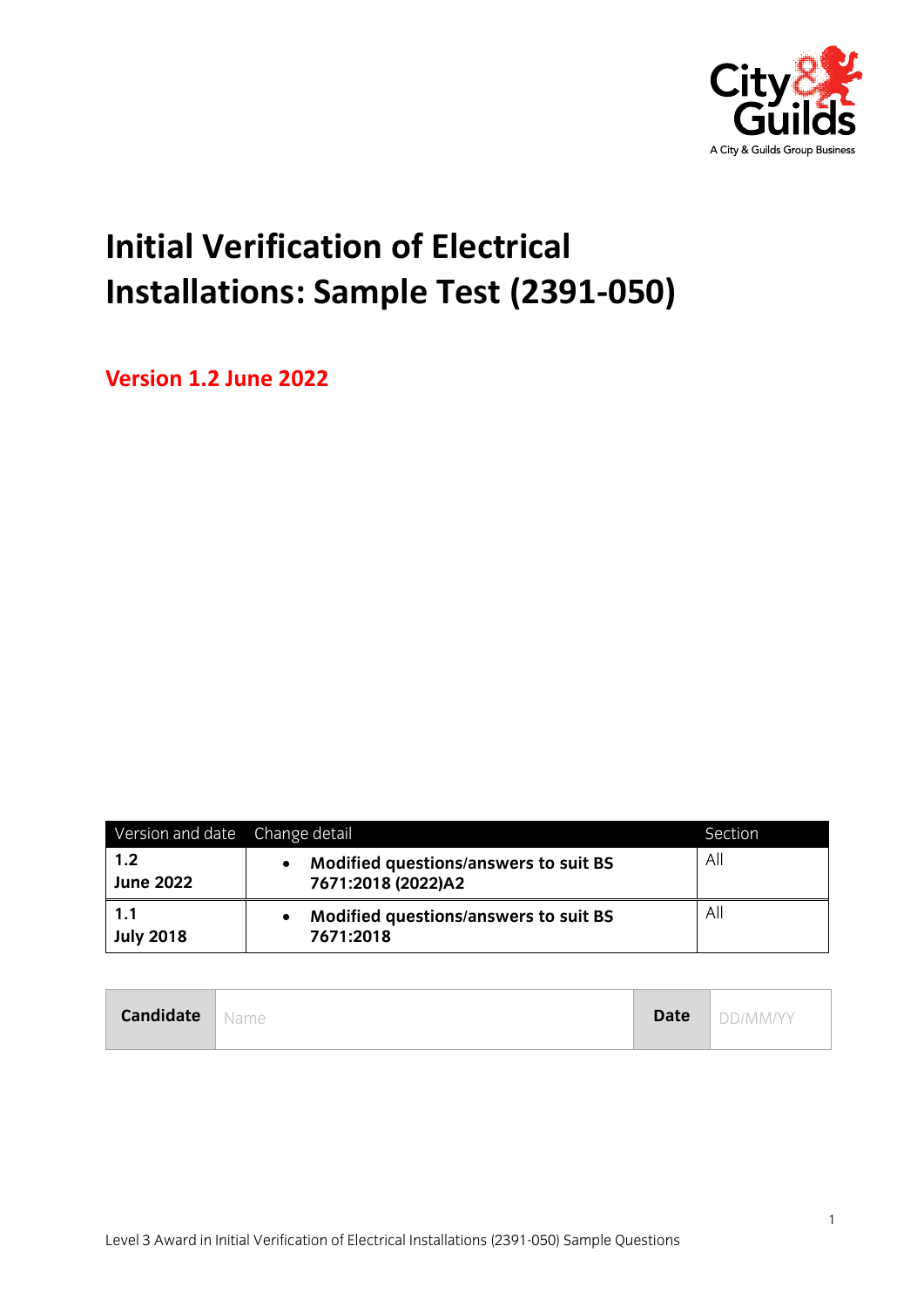# Initial Verification of Electrical Installations: Sample Test (2391-050)

**Version 1.2 June 2022**

| Version and date | Change detail | Section |
| --- | --- | --- |
| **1.2**<br>**June 2022** | • **Modified questions/answers to suit BS 7671:2018 (2022)A2** | All |
| **1.1**<br>**July 2018** | • **Modified questions/answers to suit BS 7671:2018** | All |

| **Candidate** | Name | **Date** | DD/MM/YY |
| --- | --- | --- | --- |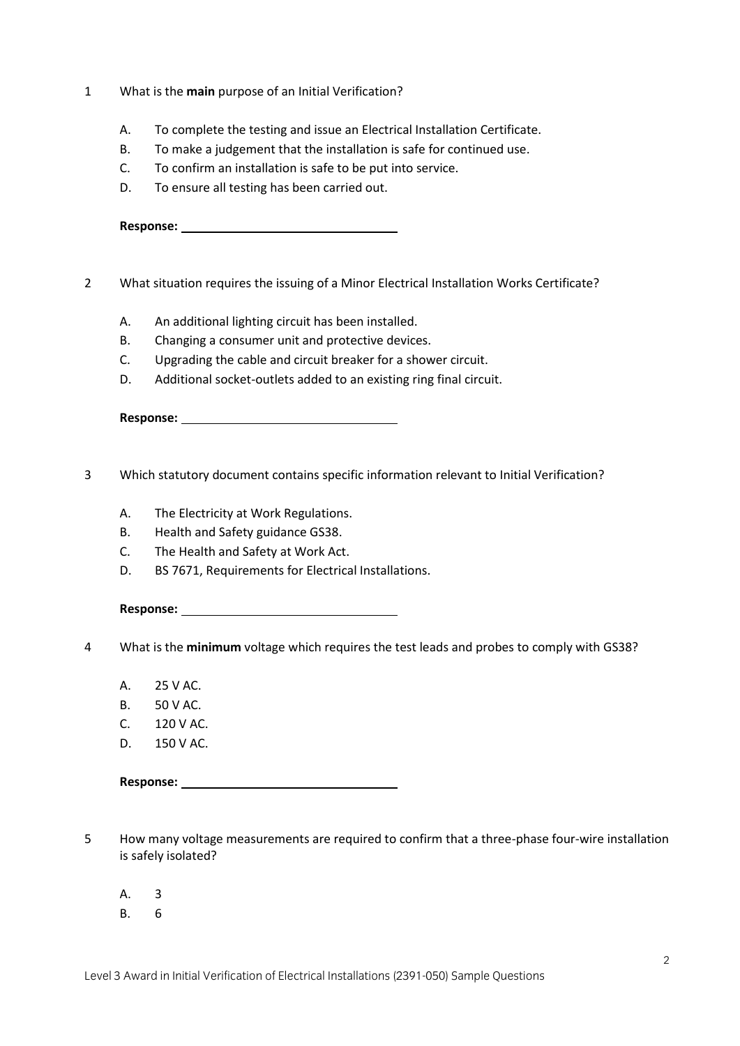1 What is the **main** purpose of an Initial Verification?

A. To complete the testing and issue an Electrical Installation Certificate.
B. To make a judgement that the installation is safe for continued use.
C. To confirm an installation is safe to be put into service.
D. To ensure all testing has been carried out.

**Response:** ______________________________

2 What situation requires the issuing of a Minor Electrical Installation Works Certificate?

A. An additional lighting circuit has been installed.
B. Changing a consumer unit and protective devices.
C. Upgrading the cable and circuit breaker for a shower circuit.
D. Additional socket-outlets added to an existing ring final circuit.

**Response:** ______________________________

3 Which statutory document contains specific information relevant to Initial Verification?

A. The Electricity at Work Regulations.
B. Health and Safety guidance GS38.
C. The Health and Safety at Work Act.
D. BS 7671, Requirements for Electrical Installations.

**Response:** ______________________________

4 What is the **minimum** voltage which requires the test leads and probes to comply with GS38?

A. 25 V AC.
B. 50 V AC.
C. 120 V AC.
D. 150 V AC.

**Response:** ______________________________

5 How many voltage measurements are required to confirm that a three-phase four-wire installation is safely isolated?

A. 3
B. 6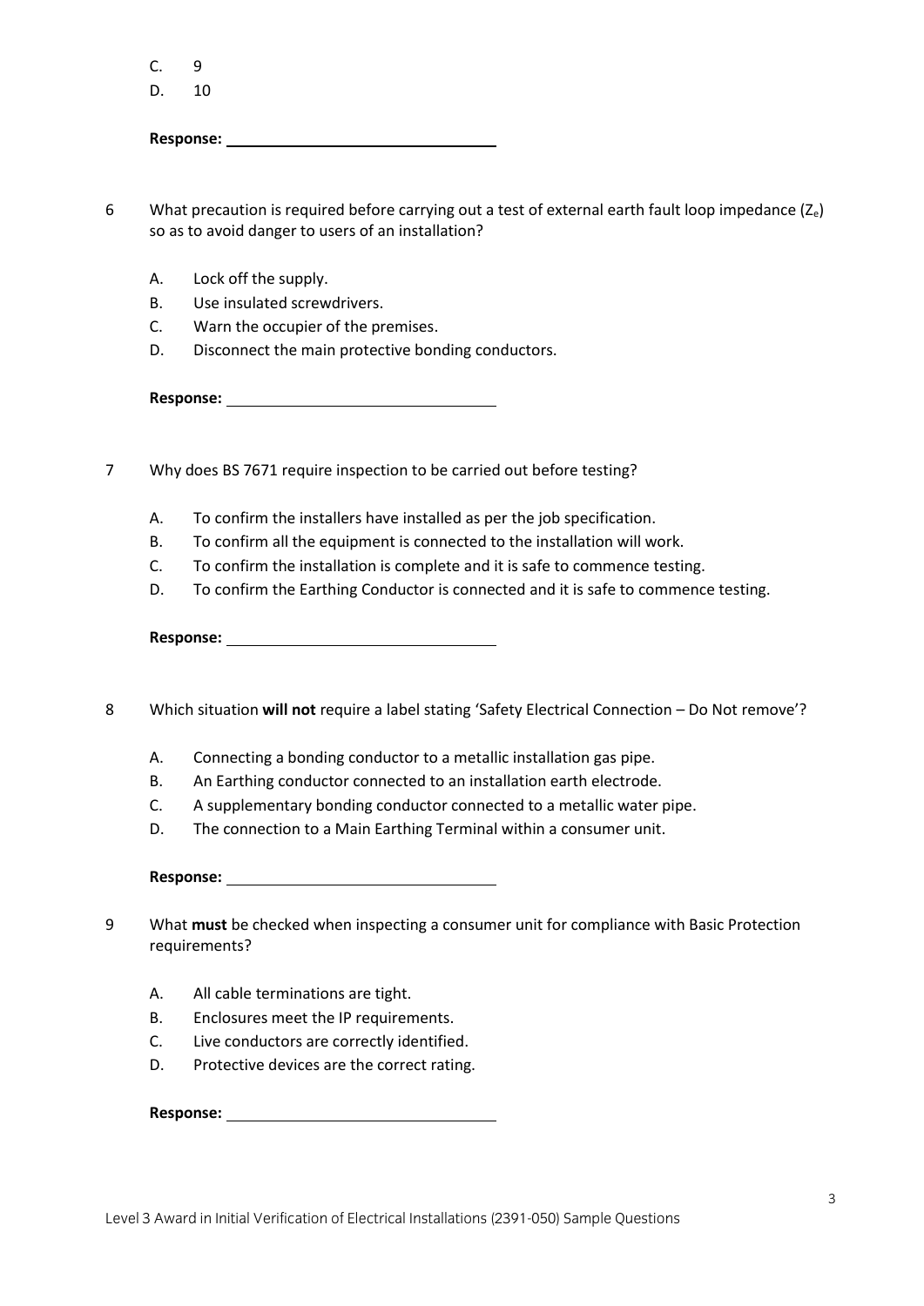C. 9

D. 10

**Response:** ______________________________

6 What precaution is required before carrying out a test of external earth fault loop impedance ($Z_e$) so as to avoid danger to users of an installation?

A. Lock off the supply.

B. Use insulated screwdrivers.

C. Warn the occupier of the premises.

D. Disconnect the main protective bonding conductors.

**Response:** ______________________________

7 Why does BS 7671 require inspection to be carried out before testing?

A. To confirm the installers have installed as per the job specification.

B. To confirm all the equipment is connected to the installation will work.

C. To confirm the installation is complete and it is safe to commence testing.

D. To confirm the Earthing Conductor is connected and it is safe to commence testing.

**Response:** ______________________________

8 Which situation **will not** require a label stating 'Safety Electrical Connection – Do Not remove'?

A. Connecting a bonding conductor to a metallic installation gas pipe.

B. An Earthing conductor connected to an installation earth electrode.

C. A supplementary bonding conductor connected to a metallic water pipe.

D. The connection to a Main Earthing Terminal within a consumer unit.

**Response:** ______________________________

9 What **must** be checked when inspecting a consumer unit for compliance with Basic Protection requirements?

A. All cable terminations are tight.

B. Enclosures meet the IP requirements.

C. Live conductors are correctly identified.

D. Protective devices are the correct rating.

**Response:** ______________________________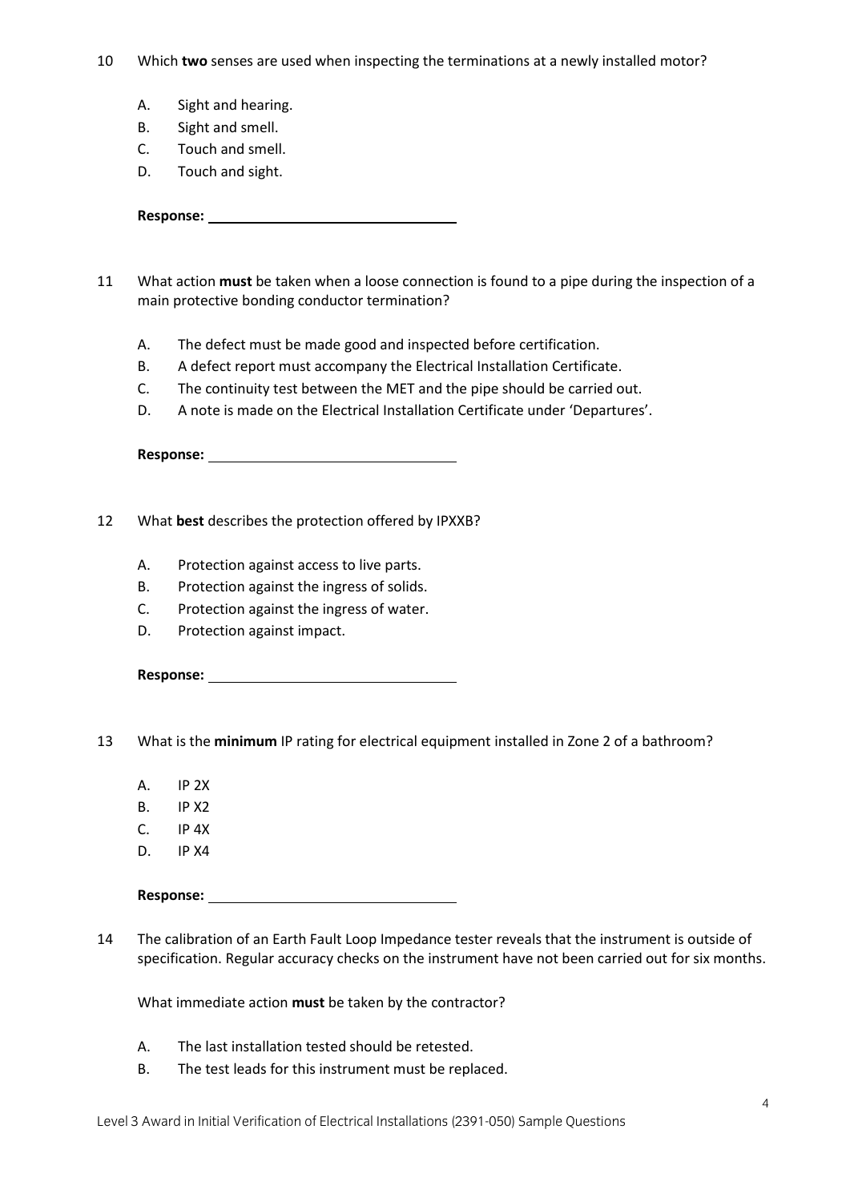10 Which **two** senses are used when inspecting the terminations at a newly installed motor?

A. Sight and hearing.
B. Sight and smell.
C. Touch and smell.
D. Touch and sight.

**Response:** ________________________________

11 What action **must** be taken when a loose connection is found to a pipe during the inspection of a main protective bonding conductor termination?

A. The defect must be made good and inspected before certification.
B. A defect report must accompany the Electrical Installation Certificate.
C. The continuity test between the MET and the pipe should be carried out.
D. A note is made on the Electrical Installation Certificate under 'Departures'.

**Response:** ________________________________

12 What **best** describes the protection offered by IPXXB?

A. Protection against access to live parts.
B. Protection against the ingress of solids.
C. Protection against the ingress of water.
D. Protection against impact.

**Response:** ________________________________

13 What is the **minimum** IP rating for electrical equipment installed in Zone 2 of a bathroom?

A. IP 2X
B. IP X2
C. IP 4X
D. IP X4

**Response:** ________________________________

14 The calibration of an Earth Fault Loop Impedance tester reveals that the instrument is outside of specification. Regular accuracy checks on the instrument have not been carried out for six months.

What immediate action **must** be taken by the contractor?

A. The last installation tested should be retested.
B. The test leads for this instrument must be replaced.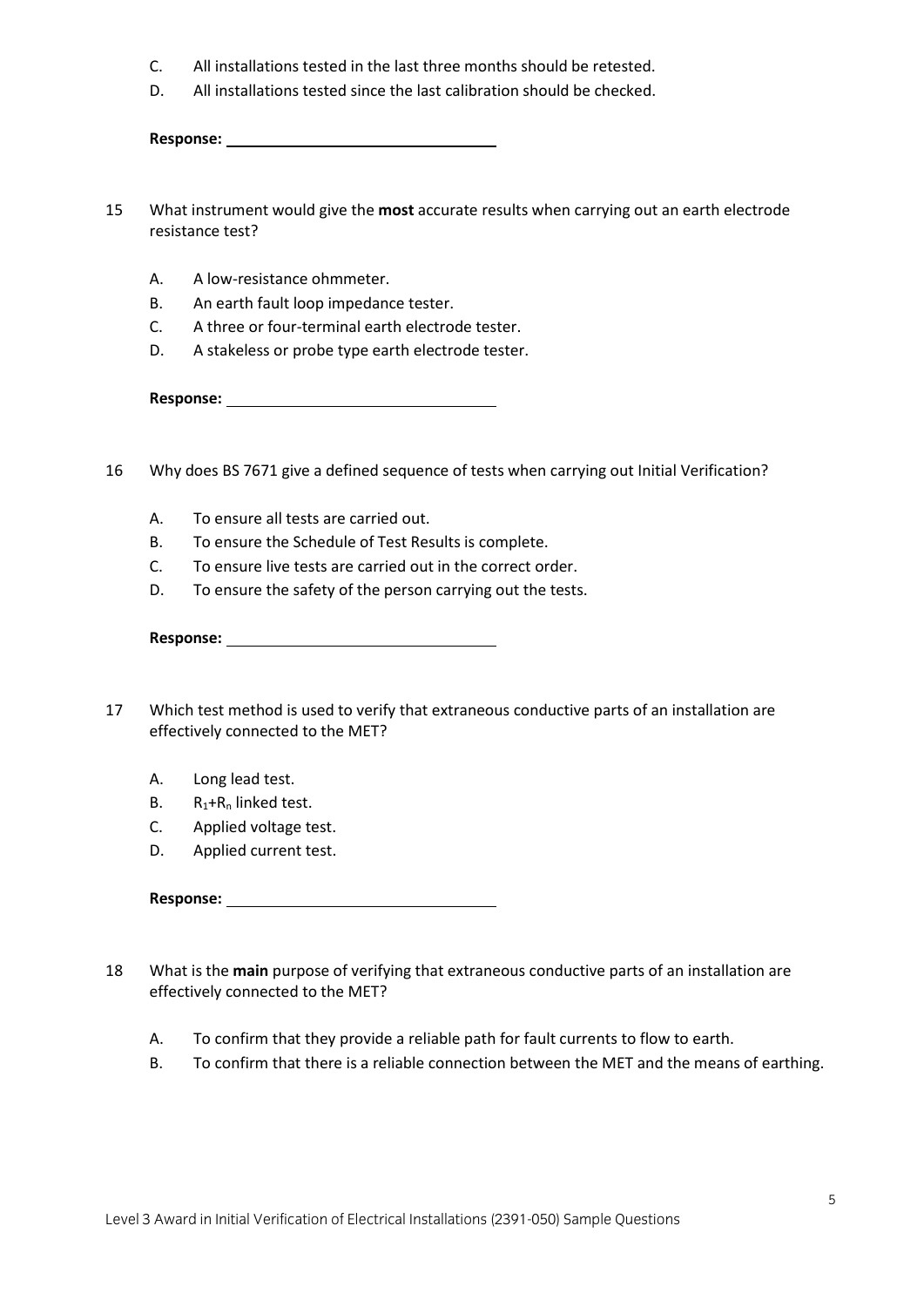C. All installations tested in the last three months should be retested.
D. All installations tested since the last calibration should be checked.

**Response:** ______________________

15 What instrument would give the **most** accurate results when carrying out an earth electrode resistance test?

A. A low-resistance ohmmeter.
B. An earth fault loop impedance tester.
C. A three or four-terminal earth electrode tester.
D. A stakeless or probe type earth electrode tester.

**Response:** ______________________

16 Why does BS 7671 give a defined sequence of tests when carrying out Initial Verification?

A. To ensure all tests are carried out.
B. To ensure the Schedule of Test Results is complete.
C. To ensure live tests are carried out in the correct order.
D. To ensure the safety of the person carrying out the tests.

**Response:** ______________________

17 Which test method is used to verify that extraneous conductive parts of an installation are effectively connected to the MET?

A. Long lead test.
B. $R_1$+$R_n$ linked test.
C. Applied voltage test.
D. Applied current test.

**Response:** ______________________

18 What is the **main** purpose of verifying that extraneous conductive parts of an installation are effectively connected to the MET?

A. To confirm that they provide a reliable path for fault currents to flow to earth.
B. To confirm that there is a reliable connection between the MET and the means of earthing.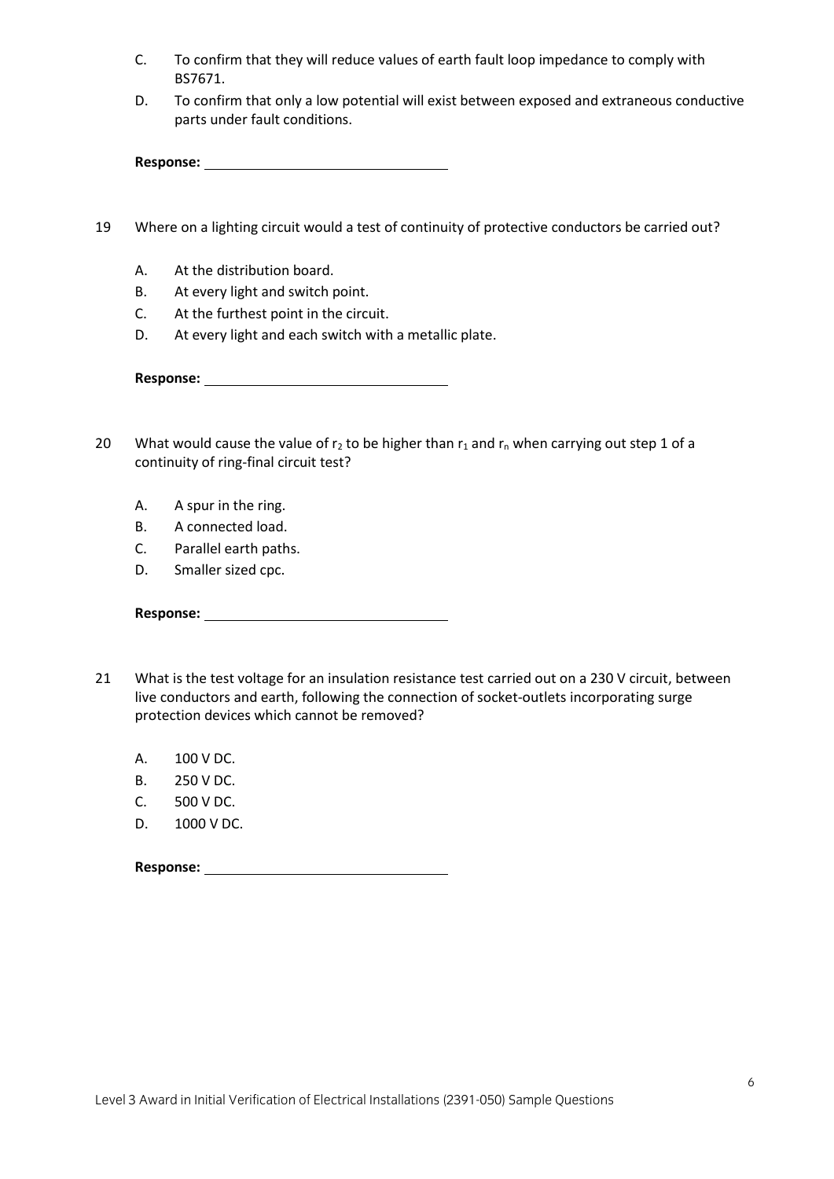C. To confirm that they will reduce values of earth fault loop impedance to comply with BS7671.

D. To confirm that only a low potential will exist between exposed and extraneous conductive parts under fault conditions.

**Response:** \_\_\_\_\_\_\_\_\_\_\_\_\_\_\_\_\_\_\_\_\_\_\_\_\_\_\_\_

19 Where on a lighting circuit would a test of continuity of protective conductors be carried out?

A. At the distribution board.

B. At every light and switch point.

C. At the furthest point in the circuit.

D. At every light and each switch with a metallic plate.

**Response:** \_\_\_\_\_\_\_\_\_\_\_\_\_\_\_\_\_\_\_\_\_\_\_\_\_\_\_\_

20 What would cause the value of $r_2$ to be higher than $r_1$ and $r_n$ when carrying out step 1 of a continuity of ring-final circuit test?

A. A spur in the ring.

B. A connected load.

C. Parallel earth paths.

D. Smaller sized cpc.

**Response:** \_\_\_\_\_\_\_\_\_\_\_\_\_\_\_\_\_\_\_\_\_\_\_\_\_\_\_\_

21 What is the test voltage for an insulation resistance test carried out on a 230 V circuit, between live conductors and earth, following the connection of socket-outlets incorporating surge protection devices which cannot be removed?

A. 100 V DC.

B. 250 V DC.

C. 500 V DC.

D. 1000 V DC.

**Response:** \_\_\_\_\_\_\_\_\_\_\_\_\_\_\_\_\_\_\_\_\_\_\_\_\_\_\_\_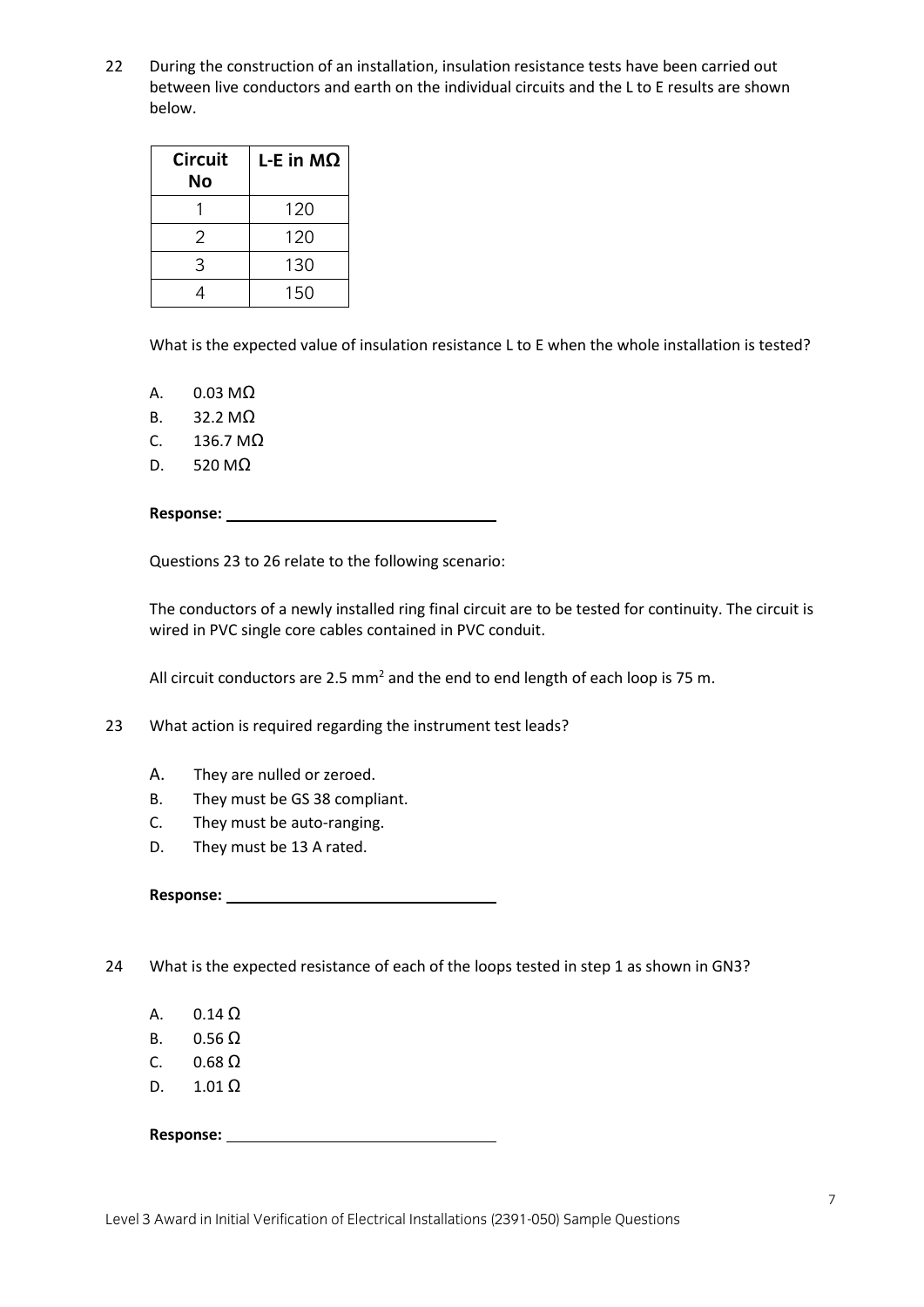22 During the construction of an installation, insulation resistance tests have been carried out between live conductors and earth on the individual circuits and the L to E results are shown below.

| Circuit No | L-E in MΩ |
| --- | --- |
| 1 | 120 |
| 2 | 120 |
| 3 | 130 |
| 4 | 150 |

What is the expected value of insulation resistance L to E when the whole installation is tested?

A. 0.03 MΩ
B. 32.2 MΩ
C. 136.7 MΩ
D. 520 MΩ

**Response:** ________________________________

Questions 23 to 26 relate to the following scenario:

The conductors of a newly installed ring final circuit are to be tested for continuity. The circuit is wired in PVC single core cables contained in PVC conduit.

All circuit conductors are 2.5 mm$^2$ and the end to end length of each loop is 75 m.

23 What action is required regarding the instrument test leads?

A. They are nulled or zeroed.
B. They must be GS 38 compliant.
C. They must be auto-ranging.
D. They must be 13 A rated.

**Response:** ________________________________

24 What is the expected resistance of each of the loops tested in step 1 as shown in GN3?

A. 0.14 Ω
B. 0.56 Ω
C. 0.68 Ω
D. 1.01 Ω

**Response:** ________________________________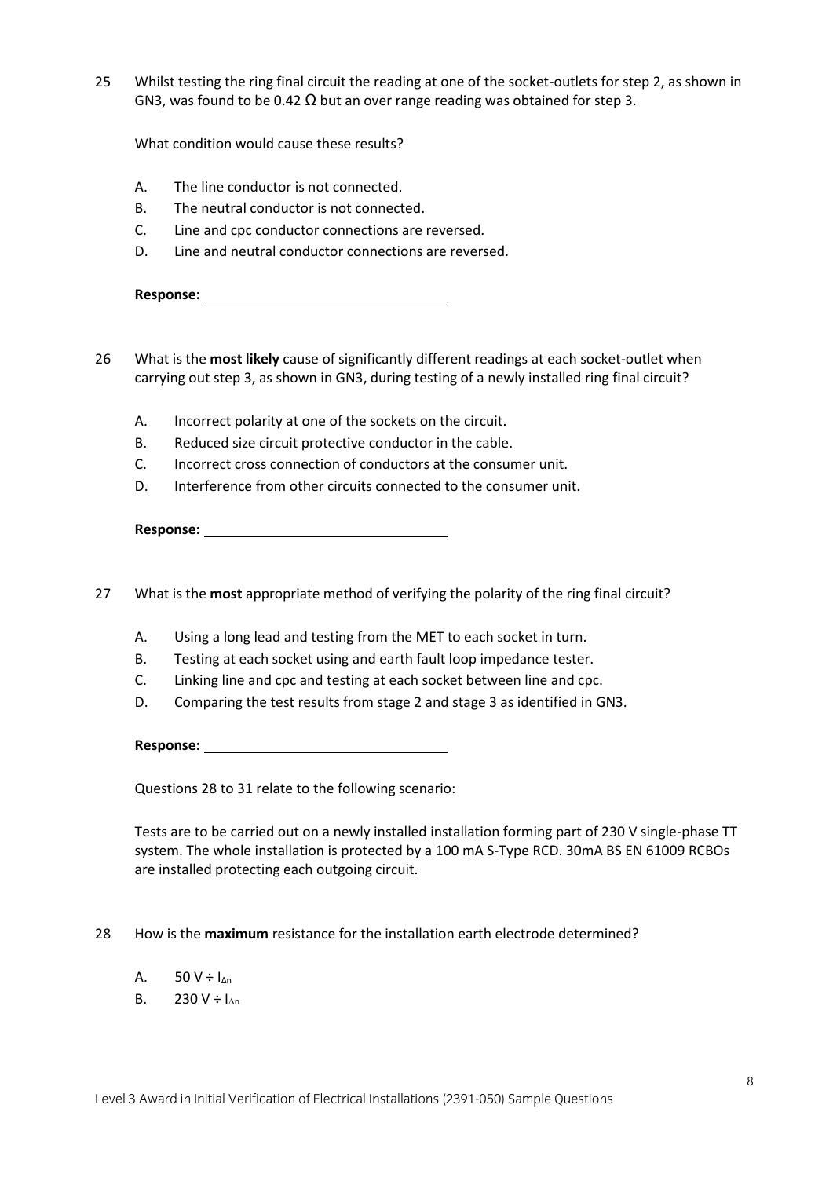25 Whilst testing the ring final circuit the reading at one of the socket-outlets for step 2, as shown in GN3, was found to be 0.42 Ω but an over range reading was obtained for step 3.

What condition would cause these results?

A. The line conductor is not connected.
B. The neutral conductor is not connected.
C. Line and cpc conductor connections are reversed.
D. Line and neutral conductor connections are reversed.

**Response:** ______________________________

26 What is the **most likely** cause of significantly different readings at each socket-outlet when carrying out step 3, as shown in GN3, during testing of a newly installed ring final circuit?

A. Incorrect polarity at one of the sockets on the circuit.
B. Reduced size circuit protective conductor in the cable.
C. Incorrect cross connection of conductors at the consumer unit.
D. Interference from other circuits connected to the consumer unit.

**Response:** ______________________________

27 What is the **most** appropriate method of verifying the polarity of the ring final circuit?

A. Using a long lead and testing from the MET to each socket in turn.
B. Testing at each socket using and earth fault loop impedance tester.
C. Linking line and cpc and testing at each socket between line and cpc.
D. Comparing the test results from stage 2 and stage 3 as identified in GN3.

**Response:** ______________________________

Questions 28 to 31 relate to the following scenario:

Tests are to be carried out on a newly installed installation forming part of 230 V single-phase TT system. The whole installation is protected by a 100 mA S-Type RCD. 30mA BS EN 61009 RCBOs are installed protecting each outgoing circuit.

28 How is the **maximum** resistance for the installation earth electrode determined?

A. 50 V ÷ $I_{\Delta n}$
B. 230 V ÷ $I_{\Delta n}$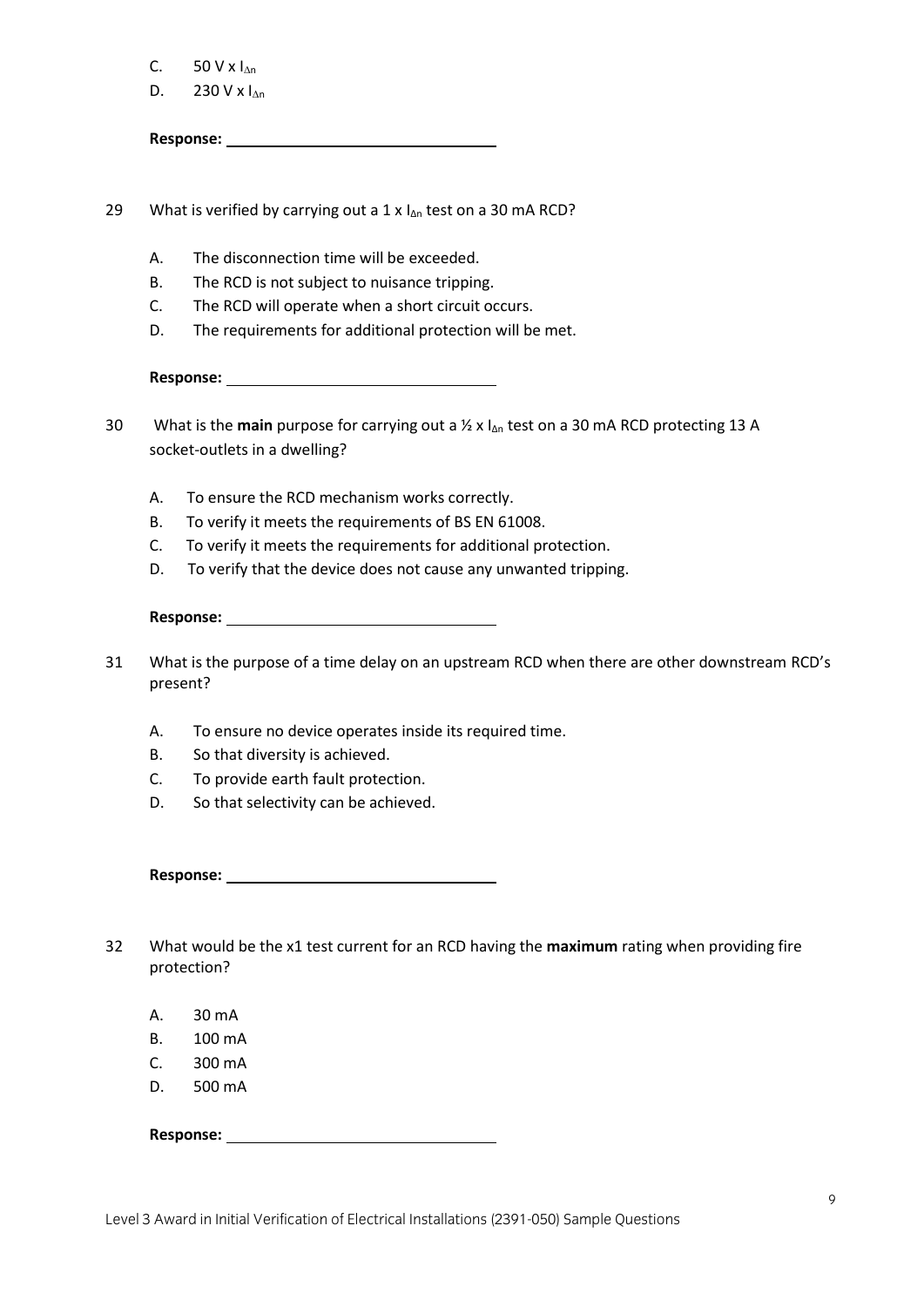C. $50 \text{ V} \times I_{\Delta n}$

D. $230 \text{ V} \times I_{\Delta n}$

**Response:** ______________________________

29 What is verified by carrying out a $1 \times I_{\Delta n}$ test on a 30 mA RCD?

A. The disconnection time will be exceeded.

B. The RCD is not subject to nuisance tripping.

C. The RCD will operate when a short circuit occurs.

D. The requirements for additional protection will be met.

**Response:** ______________________________

30 What is the **main** purpose for carrying out a ½ x $I_{\Delta n}$ test on a 30 mA RCD protecting 13 A socket-outlets in a dwelling?

A. To ensure the RCD mechanism works correctly.

B. To verify it meets the requirements of BS EN 61008.

C. To verify it meets the requirements for additional protection.

D. To verify that the device does not cause any unwanted tripping.

**Response:** ______________________________

31 What is the purpose of a time delay on an upstream RCD when there are other downstream RCD's present?

A. To ensure no device operates inside its required time.

B. So that diversity is achieved.

C. To provide earth fault protection.

D. So that selectivity can be achieved.

**Response:** ______________________________

32 What would be the x1 test current for an RCD having the **maximum** rating when providing fire protection?

A. 30 mA

B. 100 mA

C. 300 mA

D. 500 mA

**Response:** ______________________________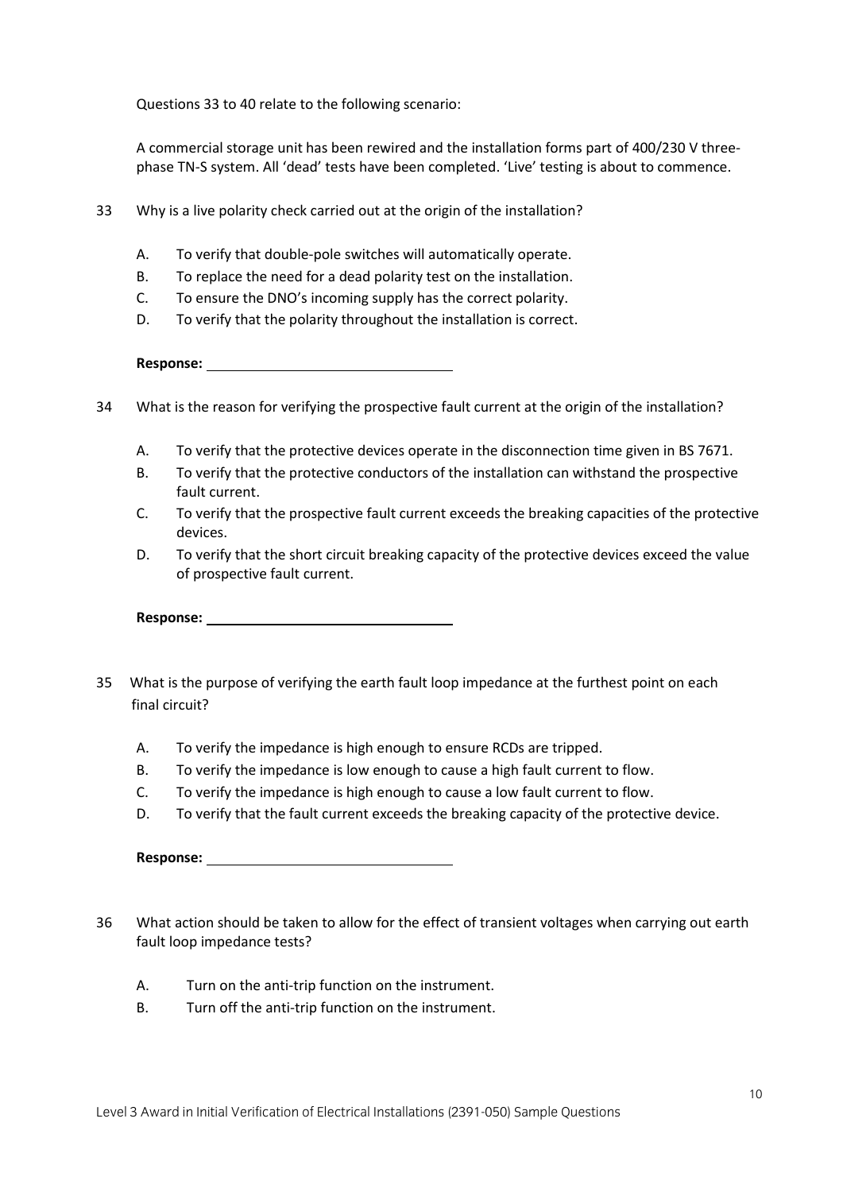Questions 33 to 40 relate to the following scenario:

A commercial storage unit has been rewired and the installation forms part of 400/230 V three-phase TN-S system. All 'dead' tests have been completed. 'Live' testing is about to commence.

33 Why is a live polarity check carried out at the origin of the installation?

A. To verify that double-pole switches will automatically operate.
B. To replace the need for a dead polarity test on the installation.
C. To ensure the DNO's incoming supply has the correct polarity.
D. To verify that the polarity throughout the installation is correct.

**Response:** ______________________________

34 What is the reason for verifying the prospective fault current at the origin of the installation?

A. To verify that the protective devices operate in the disconnection time given in BS 7671.
B. To verify that the protective conductors of the installation can withstand the prospective fault current.
C. To verify that the prospective fault current exceeds the breaking capacities of the protective devices.
D. To verify that the short circuit breaking capacity of the protective devices exceed the value of prospective fault current.

**Response:** ______________________________

35 What is the purpose of verifying the earth fault loop impedance at the furthest point on each final circuit?

A. To verify the impedance is high enough to ensure RCDs are tripped.
B. To verify the impedance is low enough to cause a high fault current to flow.
C. To verify the impedance is high enough to cause a low fault current to flow.
D. To verify that the fault current exceeds the breaking capacity of the protective device.

**Response:** ______________________________

36 What action should be taken to allow for the effect of transient voltages when carrying out earth fault loop impedance tests?

A. Turn on the anti-trip function on the instrument.
B. Turn off the anti-trip function on the instrument.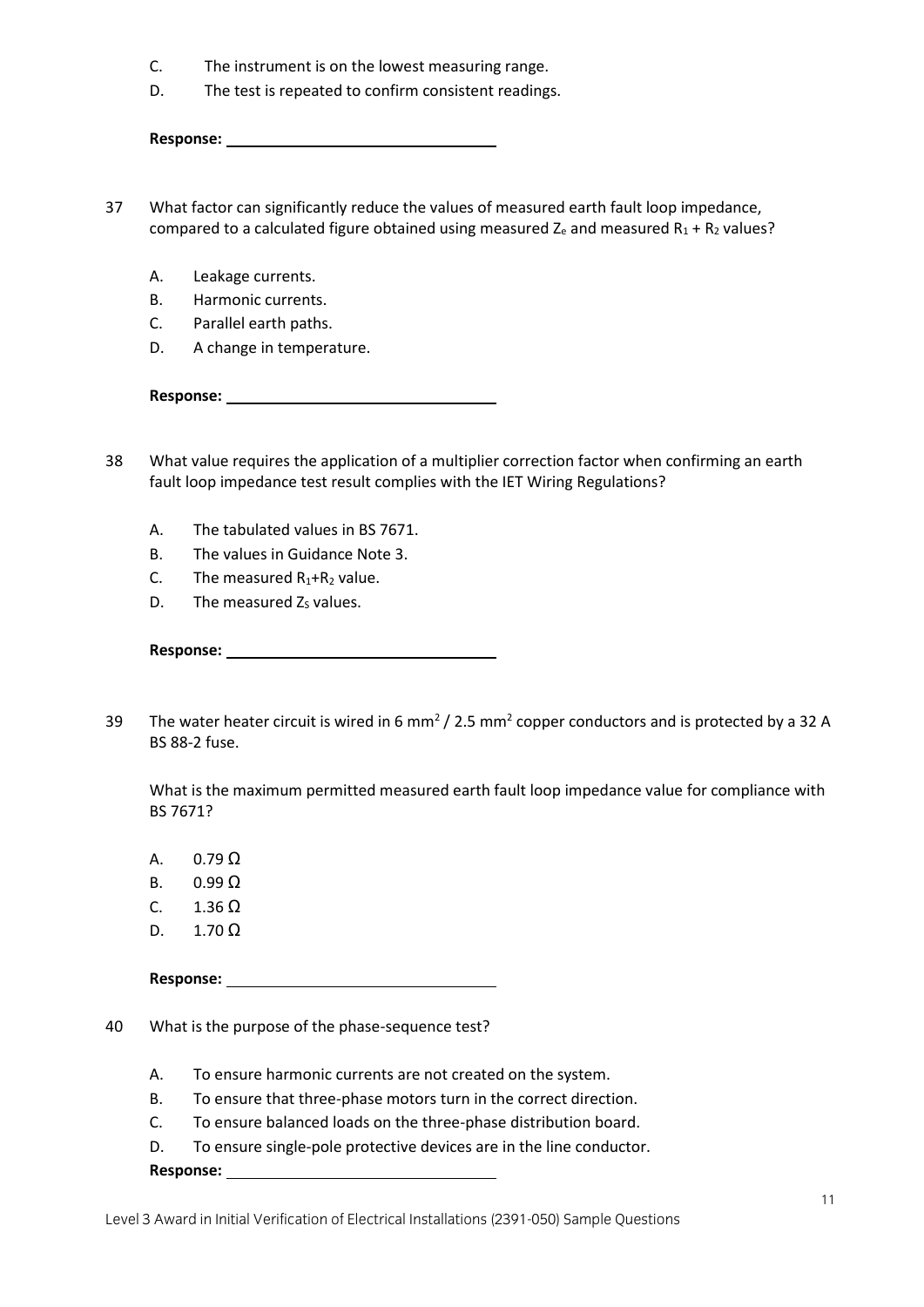C. The instrument is on the lowest measuring range.

D. The test is repeated to confirm consistent readings.

**Response:** ______________________________

37 What factor can significantly reduce the values of measured earth fault loop impedance, compared to a calculated figure obtained using measured $Z_e$ and measured $R_1 + R_2$ values?

A. Leakage currents.

B. Harmonic currents.

C. Parallel earth paths.

D. A change in temperature.

**Response:** ______________________________

38 What value requires the application of a multiplier correction factor when confirming an earth fault loop impedance test result complies with the IET Wiring Regulations?

A. The tabulated values in BS 7671.

B. The values in Guidance Note 3.

C. The measured $R_1$+$R_2$ value.

D. The measured $Z_S$ values.

**Response:** ______________________________

39 The water heater circuit is wired in 6 mm$^2$ / 2.5 mm$^2$ copper conductors and is protected by a 32 A BS 88-2 fuse.

What is the maximum permitted measured earth fault loop impedance value for compliance with BS 7671?

A. 0.79 Ω

B. 0.99 Ω

C. 1.36 Ω

D. 1.70 Ω

**Response:** ______________________________

40 What is the purpose of the phase-sequence test?

A. To ensure harmonic currents are not created on the system.

B. To ensure that three-phase motors turn in the correct direction.

C. To ensure balanced loads on the three-phase distribution board.

D. To ensure single-pole protective devices are in the line conductor.

**Response:** ______________________________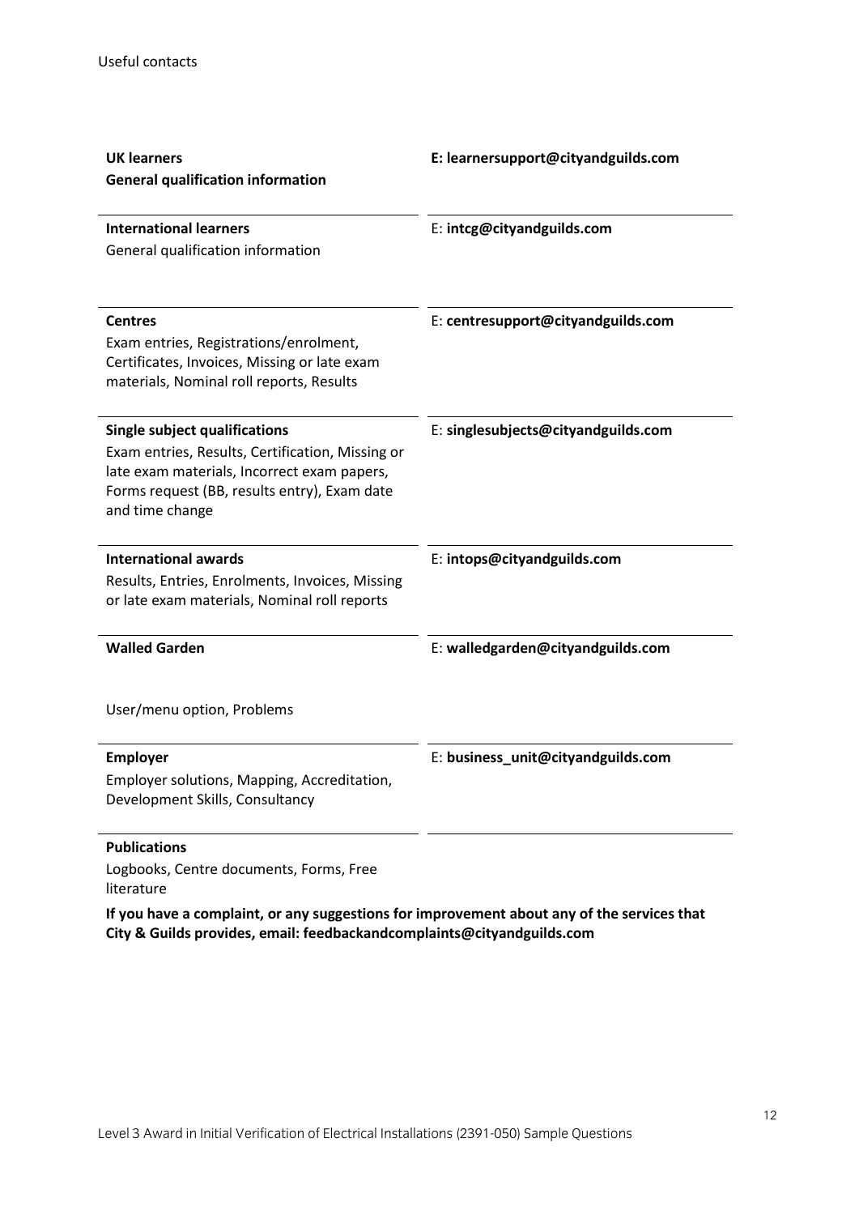Useful contacts

| | |
|---|---|
| **UK learners**<br>**General qualification information** | **E: learnersupport@cityandguilds.com** |
| **International learners**<br>General qualification information | E: **intcg@cityandguilds.com** |
| **Centres**<br>Exam entries, Registrations/enrolment, Certificates, Invoices, Missing or late exam materials, Nominal roll reports, Results | E: **centresupport@cityandguilds.com** |
| **Single subject qualifications**<br>Exam entries, Results, Certification, Missing or late exam materials, Incorrect exam papers, Forms request (BB, results entry), Exam date and time change | E: **singlesubjects@cityandguilds.com** |
| **International awards**<br>Results, Entries, Enrolments, Invoices, Missing or late exam materials, Nominal roll reports | E: **intops@cityandguilds.com** |
| **Walled Garden**<br>User/menu option, Problems | E: **walledgarden@cityandguilds.com** |
| **Employer**<br>Employer solutions, Mapping, Accreditation, Development Skills, Consultancy | E: **business_unit@cityandguilds.com** |
| **Publications**<br>Logbooks, Centre documents, Forms, Free literature | |

**If you have a complaint, or any suggestions for improvement about any of the services that City & Guilds provides, email: feedbackandcomplaints@cityandguilds.com**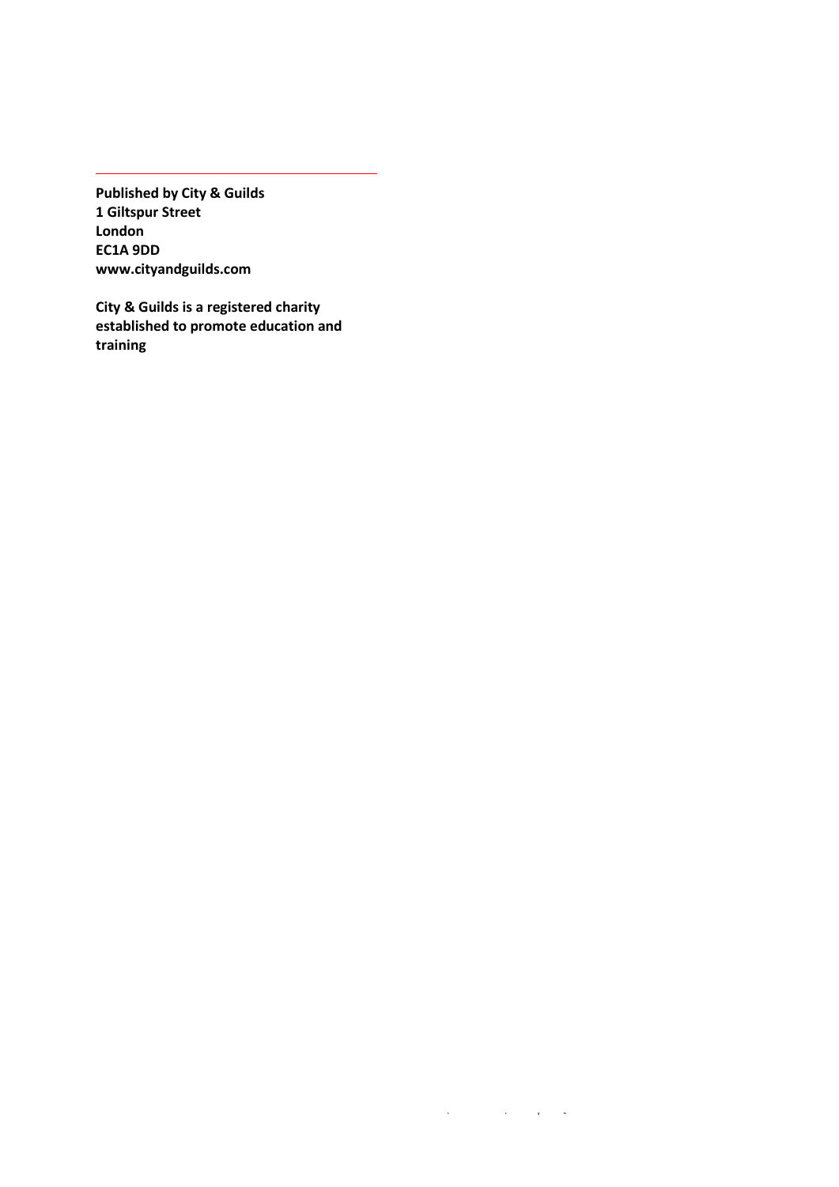**Published by City & Guilds**
**1 Giltspur Street**
**London**
**EC1A 9DD**
**www.cityandguilds.com**

**City & Guilds is a registered charity established to promote education and training**